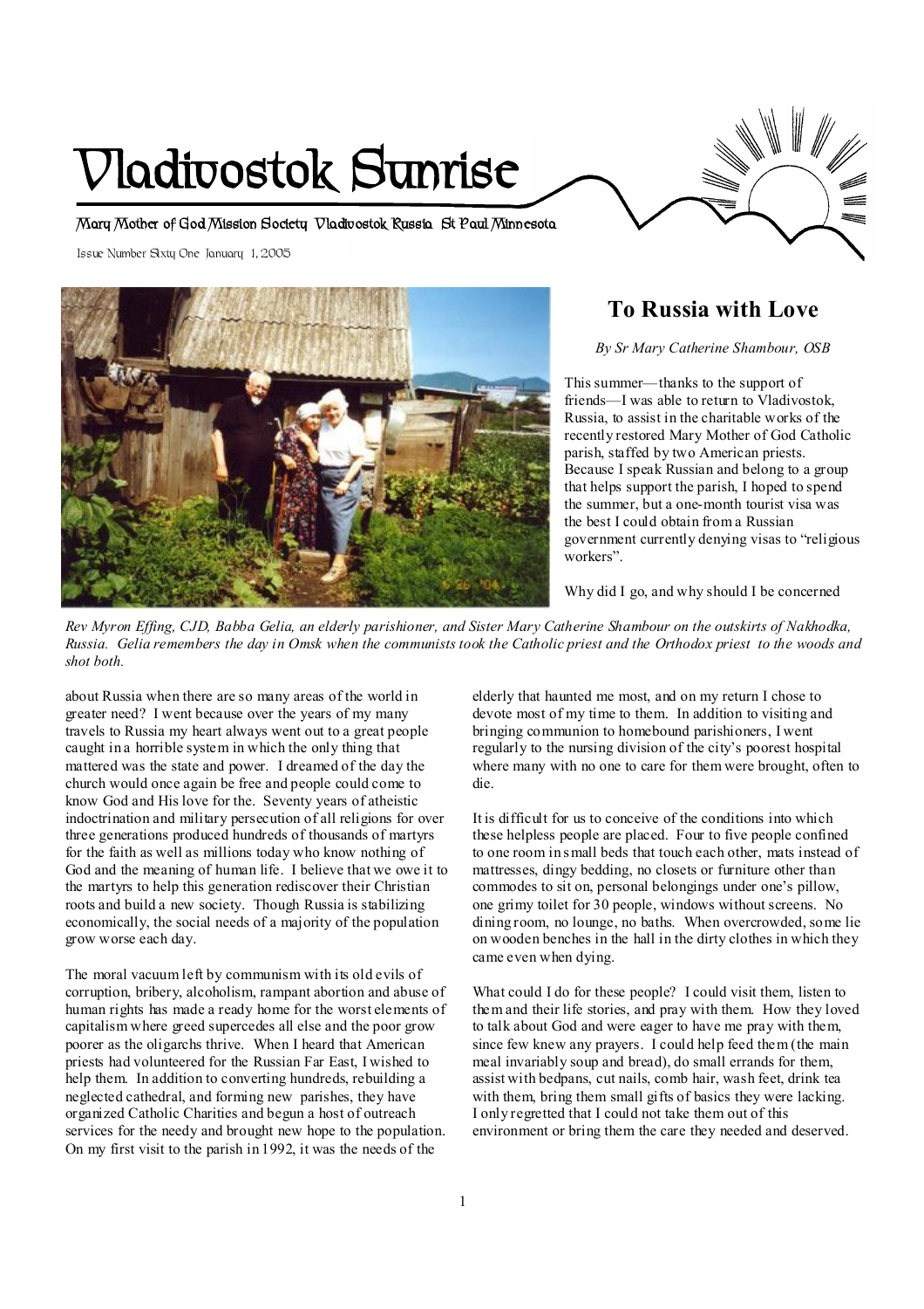# Vladivostok Sunrise

Mary Mother of God Mission Society Vladivostok Russia St Paul Minnesota

Issue Number Sixty One January 1, 2005

## To Russia with Love

*By Sr Mary Catherine Shambour, OSB*

This summer—thanks to the support of friends—I was able to return to Vladivostok, Russia, to assist in the charitable works of the recently restored Mary Mother of God Catholic parish, staffed by two American priests. Because I speak Russian and belong to a group that helps support the parish, I hoped to spend the summer, but a one-month tourist visa was the best I could obtain from a Russian government currently denying visas to "religious workers".

*Rev Myron Effing, CJD, Babba Gelia, an elderly parishioner, and Sister Mary Catherine Shambour on the outskirts of Nakhodka, Russia. Gelia remembers the day in Omsk when the communists took the Catholic priest and the Orthodox priest to the woods and shot both.*

Why did I go, and why should I be concerned about Russia when there are so many areas of the world in greater need? I went because over the years of my many travels to Russia my heart always went out to a great people caught in a horrible system in which the only thing that mattered was the state and power. I dreamed of the day the church would once again be free and people could come to know God and His love for the. Seventy years of atheistic indoctrination and military persecution of all religions for over three generations produced hundreds of thousands of martyrs for the faith as well as millions today who know nothing of God and the meaning of human life. I believe that we owe it to the martyrs to help this generation rediscover their Christian roots and build a new society. Though Russia is stabilizing economically, the social needs of a majority of the population grow worse each day.

The moral vacuum left by communism with its old evils of corruption, bribery, alcoholism, rampant abortion and abuse of human rights has made a ready home for the worst elements of capitalism where greed supercedes all else and the poor grow poorer as the oligarchs thrive. When I heard that American priests had volunteered for the Russian Far East, I wished to help them. In addition to converting hundreds, rebuilding a neglected cathedral, and forming new parishes, they have organized Catholic Charities and begun a host of outreach services for the needy and brought new hope to the population. On my first visit to the parish in 1992, it was the needs of the elderly that haunted me most, and on my return I chose to devote most of my time to them. In addition to visiting and bringing communion to homebound parishioners, I went regularly to the nursing division of the city's poorest hospital where many with no one to care for them were brought, often to die.

It is difficult for us to conceive of the conditions into which these helpless people are placed. Four to five people confined to one room in small beds that touch each other, mats instead of mattresses, dingy bedding, no closets or furniture other than commodes to sit on, personal belongings under one's pillow, one grimy toilet for 30 people, windows without screens. No dining room, no lounge, no baths. When overcrowded, some lie on wooden benches in the hall in the dirty clothes in which they came even when dying.

What could I do for these people? I could visit them, listen to them and their life stories, and pray with them. How they loved to talk about God and were eager to have me pray with them, since few knew any prayers. I could help feed them (the main meal invariably soup and bread), do small errands for them, assist with bedpans, cut nails, comb hair, wash feet, drink tea with them, bring them small gifts of basics they were lacking. I only regretted that I could not take them out of this environment or bring them the care they needed and deserved.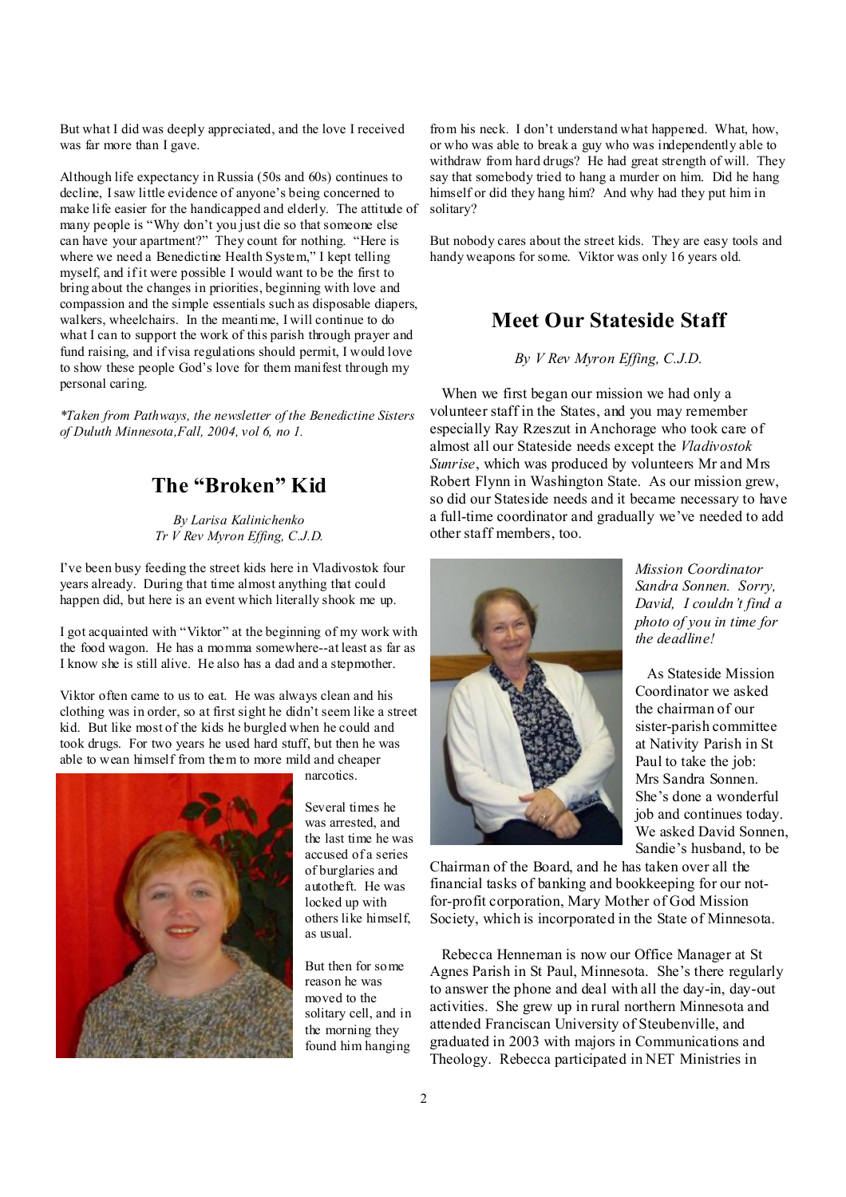But what I did was deeply appreciated, and the love I received was far more than I gave.

Although life expectancy in Russia (50s and 60s) continues to decline, I saw little evidence of anyone's being concerned to make life easier for the handicapped and elderly. The attitude of many people is "Why don't you just die so that someone else can have your apartment?" They count for nothing. "Here is where we need a Benedictine Health System," I kept telling myself, and if it were possible I would want to be the first to bring about the changes in priorities, beginning with love and compassion and the simple essentials such as disposable diapers, walkers, wheelchairs. In the meantime, I will continue to do what I can to support the work of this parish through prayer and fund raising, and if visa regulations should permit, I would love to show these people God's love for them manifest through my personal caring.

*\*Taken from Pathways, the newsletter of the Benedictine Sisters of Duluth Minnesota, Fall, 2004, vol 6, no 1.*

## The "Broken" Kid

*By Larisa Kalinichenko*
*Tr V Rev Myron Effing, C.J.D.*

I've been busy feeding the street kids here in Vladivostok four years already. During that time almost anything that could happen did, but here is an event which literally shook me up.

I got acquainted with "Viktor" at the beginning of my work with the food wagon. He has a momma somewhere--at least as far as I know she is still alive. He also has a dad and a stepmother.

Viktor often came to us to eat. He was always clean and his clothing was in order, so at first sight he didn't seem like a street kid. But like most of the kids he burgled when he could and took drugs. For two years he used hard stuff, but then he was able to wean himself from them to more mild and cheaper narcotics.

Several times he was arrested, and the last time he was accused of a series of burglaries and autotheft. He was locked up with others like himself, as usual.

But then for some reason he was moved to the solitary cell, and in the morning they found him hanging from his neck. I don't understand what happened. What, how, or who was able to break a guy who was independently able to withdraw from hard drugs? He had great strength of will. They say that somebody tried to hang a murder on him. Did he hang himself or did they hang him? And why had they put him in solitary?

But nobody cares about the street kids. They are easy tools and handy weapons for some. Viktor was only 16 years old.

## Meet Our Stateside Staff

*By V Rev Myron Effing, C.J.D.*

When we first began our mission we had only a volunteer staff in the States, and you may remember especially Ray Rzeszut in Anchorage who took care of almost all our Stateside needs except the *Vladivostok Sunrise*, which was produced by volunteers Mr and Mrs Robert Flynn in Washington State. As our mission grew, so did our Stateside needs and it became necessary to have a full-time coordinator and gradually we've needed to add other staff members, too.

*Mission Coordinator Sandra Sonnen. Sorry, David, I couldn't find a photo of you in time for the deadline!*

As Stateside Mission Coordinator we asked the chairman of our sister-parish committee at Nativity Parish in St Paul to take the job: Mrs Sandra Sonnen. She's done a wonderful job and continues today. We asked David Sonnen, Sandie's husband, to be Chairman of the Board, and he has taken over all the financial tasks of banking and bookkeeping for our not-for-profit corporation, Mary Mother of God Mission Society, which is incorporated in the State of Minnesota.

Rebecca Henneman is now our Office Manager at St Agnes Parish in St Paul, Minnesota. She's there regularly to answer the phone and deal with all the day-in, day-out activities. She grew up in rural northern Minnesota and attended Franciscan University of Steubenville, and graduated in 2003 with majors in Communications and Theology. Rebecca participated in NET Ministries in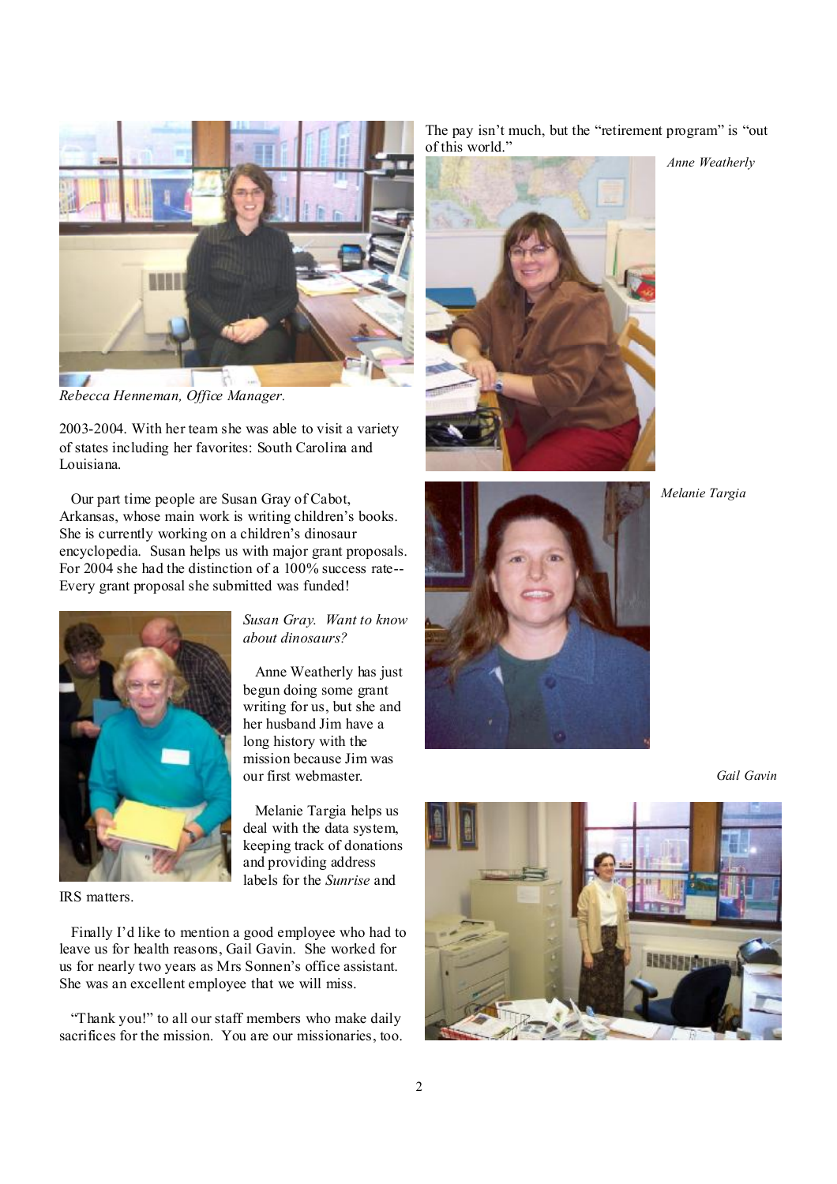*Rebecca Henneman, Office Manager.*

2003-2004. With her team she was able to visit a variety of states including her favorites: South Carolina and Louisiana.

Our part time people are Susan Gray of Cabot, Arkansas, whose main work is writing children's books. She is currently working on a children's dinosaur encyclopedia. Susan helps us with major grant proposals. For 2004 she had the distinction of a 100% success rate-- Every grant proposal she submitted was funded!

*Susan Gray. Want to know about dinosaurs?*

Anne Weatherly has just begun doing some grant writing for us, but she and her husband Jim have a long history with the mission because Jim was our first webmaster.

Melanie Targia helps us deal with the data system, keeping track of donations and providing address labels for the *Sunrise* and IRS matters.

Finally I'd like to mention a good employee who had to leave us for health reasons, Gail Gavin. She worked for us for nearly two years as Mrs Sonnen's office assistant. She was an excellent employee that we will miss.

"Thank you!" to all our staff members who make daily sacrifices for the mission. You are our missionaries, too.

The pay isn't much, but the "retirement program" is "out of this world."

*Anne Weatherly*

*Melanie Targia*

*Gail Gavin*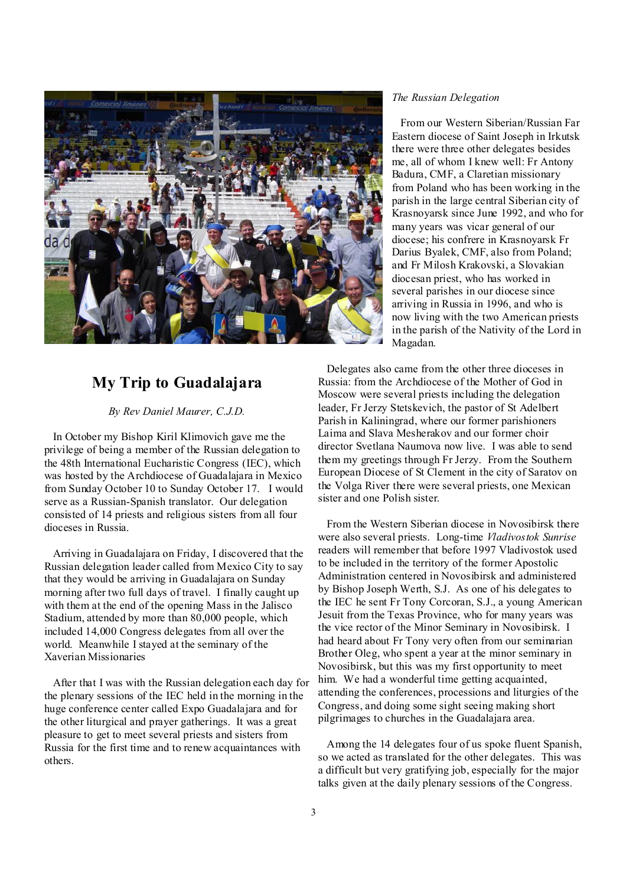## My Trip to Guadalajara

*By Rev Daniel Maurer, C.J.D.*

In October my Bishop Kiril Klimovich gave me the privilege of being a member of the Russian delegation to the 48th International Eucharistic Congress (IEC), which was hosted by the Archdiocese of Guadalajara in Mexico from Sunday October 10 to Sunday October 17. I would serve as a Russian-Spanish translator. Our delegation consisted of 14 priests and religious sisters from all four dioceses in Russia.

Arriving in Guadalajara on Friday, I discovered that the Russian delegation leader called from Mexico City to say that they would be arriving in Guadalajara on Sunday morning after two full days of travel. I finally caught up with them at the end of the opening Mass in the Jalisco Stadium, attended by more than 80,000 people, which included 14,000 Congress delegates from all over the world. Meanwhile I stayed at the seminary of the Xaverian Missionaries

After that I was with the Russian delegation each day for the plenary sessions of the IEC held in the morning in the huge conference center called Expo Guadalajara and for the other liturgical and prayer gatherings. It was a great pleasure to get to meet several priests and sisters from Russia for the first time and to renew acquaintances with others.

*The Russian Delegation*

From our Western Siberian/Russian Far Eastern diocese of Saint Joseph in Irkutsk there were three other delegates besides me, all of whom I knew well: Fr Antony Badura, CMF, a Claretian missionary from Poland who has been working in the parish in the large central Siberian city of Krasnoyarsk since June 1992, and who for many years was vicar general of our diocese; his confrere in Krasnoyarsk Fr Darius Byalek, CMF, also from Poland; and Fr Milosh Krakovski, a Slovakian diocesan priest, who has worked in several parishes in our diocese since arriving in Russia in 1996, and who is now living with the two American priests in the parish of the Nativity of the Lord in Magadan.

Delegates also came from the other three dioceses in Russia: from the Archdiocese of the Mother of God in Moscow were several priests including the delegation leader, Fr Jerzy Stetskevich, the pastor of St Adelbert Parish in Kaliningrad, where our former parishioners Laima and Slava Mesherakov and our former choir director Svetlana Naumova now live. I was able to send them my greetings through Fr Jerzy. From the Southern European Diocese of St Clement in the city of Saratov on the Volga River there were several priests, one Mexican sister and one Polish sister.

From the Western Siberian diocese in Novosibirsk there were also several priests. Long-time *Vladivostok Sunrise* readers will remember that before 1997 Vladivostok used to be included in the territory of the former Apostolic Administration centered in Novosibirsk and administered by Bishop Joseph Werth, S.J. As one of his delegates to the IEC he sent Fr Tony Corcoran, S.J., a young American Jesuit from the Texas Province, who for many years was the vice rector of the Minor Seminary in Novosibirsk. I had heard about Fr Tony very often from our seminarian Brother Oleg, who spent a year at the minor seminary in Novosibirsk, but this was my first opportunity to meet him. We had a wonderful time getting acquainted, attending the conferences, processions and liturgies of the Congress, and doing some sight seeing making short pilgrimages to churches in the Guadalajara area.

Among the 14 delegates four of us spoke fluent Spanish, so we acted as translated for the other delegates. This was a difficult but very gratifying job, especially for the major talks given at the daily plenary sessions of the Congress.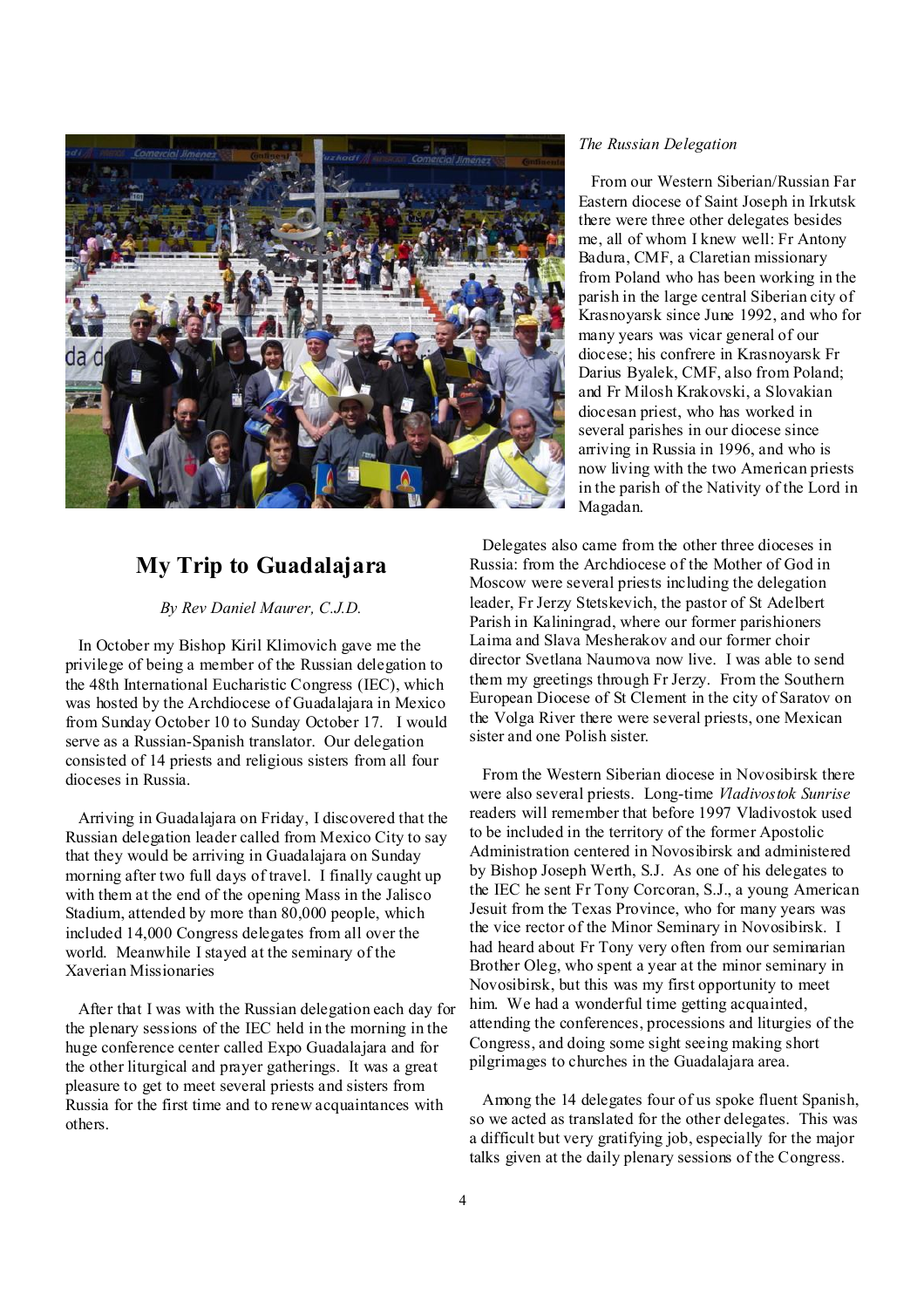# My Trip to Guadalajara

*By Rev Daniel Maurer, C.J.D.*

In October my Bishop Kiril Klimovich gave me the privilege of being a member of the Russian delegation to the 48th International Eucharistic Congress (IEC), which was hosted by the Archdiocese of Guadalajara in Mexico from Sunday October 10 to Sunday October 17. I would serve as a Russian-Spanish translator. Our delegation consisted of 14 priests and religious sisters from all four dioceses in Russia.

Arriving in Guadalajara on Friday, I discovered that the Russian delegation leader called from Mexico City to say that they would be arriving in Guadalajara on Sunday morning after two full days of travel. I finally caught up with them at the end of the opening Mass in the Jalisco Stadium, attended by more than 80,000 people, which included 14,000 Congress delegates from all over the world. Meanwhile I stayed at the seminary of the Xaverian Missionaries

After that I was with the Russian delegation each day for the plenary sessions of the IEC held in the morning in the huge conference center called Expo Guadalajara and for the other liturgical and prayer gatherings. It was a great pleasure to get to meet several priests and sisters from Russia for the first time and to renew acquaintances with others.

*The Russian Delegation*

From our Western Siberian/Russian Far Eastern diocese of Saint Joseph in Irkutsk there were three other delegates besides me, all of whom I knew well: Fr Antony Badura, CMF, a Claretian missionary from Poland who has been working in the parish in the large central Siberian city of Krasnoyarsk since June 1992, and who for many years was vicar general of our diocese; his confrere in Krasnoyarsk Fr Darius Byalek, CMF, also from Poland; and Fr Milosh Krakovski, a Slovakian diocesan priest, who has worked in several parishes in our diocese since arriving in Russia in 1996, and who is now living with the two American priests in the parish of the Nativity of the Lord in Magadan.

Delegates also came from the other three dioceses in Russia: from the Archdiocese of the Mother of God in Moscow were several priests including the delegation leader, Fr Jerzy Stetskevich, the pastor of St Adelbert Parish in Kaliningrad, where our former parishioners Laima and Slava Mesherakov and our former choir director Svetlana Naumova now live. I was able to send them my greetings through Fr Jerzy. From the Southern European Diocese of St Clement in the city of Saratov on the Volga River there were several priests, one Mexican sister and one Polish sister.

From the Western Siberian diocese in Novosibirsk there were also several priests. Long-time *Vladivostok Sunrise* readers will remember that before 1997 Vladivostok used to be included in the territory of the former Apostolic Administration centered in Novosibirsk and administered by Bishop Joseph Werth, S.J. As one of his delegates to the IEC he sent Fr Tony Corcoran, S.J., a young American Jesuit from the Texas Province, who for many years was the vice rector of the Minor Seminary in Novosibirsk. I had heard about Fr Tony very often from our seminarian Brother Oleg, who spent a year at the minor seminary in Novosibirsk, but this was my first opportunity to meet him. We had a wonderful time getting acquainted, attending the conferences, processions and liturgies of the Congress, and doing some sight seeing making short pilgrimages to churches in the Guadalajara area.

Among the 14 delegates four of us spoke fluent Spanish, so we acted as translated for the other delegates. This was a difficult but very gratifying job, especially for the major talks given at the daily plenary sessions of the Congress.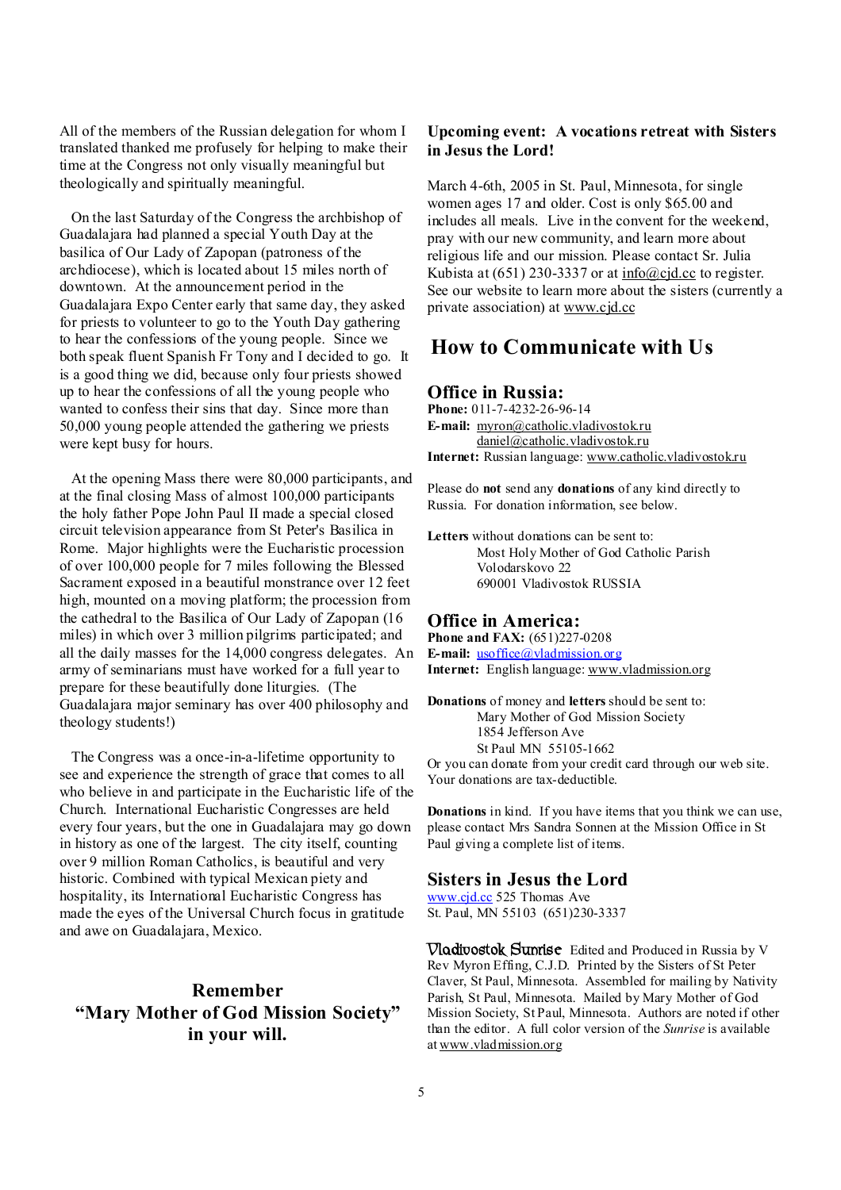All of the members of the Russian delegation for whom I translated thanked me profusely for helping to make their time at the Congress not only visually meaningful but theologically and spiritually meaningful.

On the last Saturday of the Congress the archbishop of Guadalajara had planned a special Youth Day at the basilica of Our Lady of Zapopan (patroness of the archdiocese), which is located about 15 miles north of downtown. At the announcement period in the Guadalajara Expo Center early that same day, they asked for priests to volunteer to go to the Youth Day gathering to hear the confessions of the young people. Since we both speak fluent Spanish Fr Tony and I decided to go. It is a good thing we did, because only four priests showed up to hear the confessions of all the young people who wanted to confess their sins that day. Since more than 50,000 young people attended the gathering we priests were kept busy for hours.

At the opening Mass there were 80,000 participants, and at the final closing Mass of almost 100,000 participants the holy father Pope John Paul II made a special closed circuit television appearance from St Peter's Basilica in Rome. Major highlights were the Eucharistic procession of over 100,000 people for 7 miles following the Blessed Sacrament exposed in a beautiful monstrance over 12 feet high, mounted on a moving platform; the procession from the cathedral to the Basilica of Our Lady of Zapopan (16 miles) in which over 3 million pilgrims participated; and all the daily masses for the 14,000 congress delegates. An army of seminarians must have worked for a full year to prepare for these beautifully done liturgies. (The Guadalajara major seminary has over 400 philosophy and theology students!)

The Congress was a once-in-a-lifetime opportunity to see and experience the strength of grace that comes to all who believe in and participate in the Eucharistic life of the Church. International Eucharistic Congresses are held every four years, but the one in Guadalajara may go down in history as one of the largest. The city itself, counting over 9 million Roman Catholics, is beautiful and very historic. Combined with typical Mexican piety and hospitality, its International Eucharistic Congress has made the eyes of the Universal Church focus in gratitude and awe on Guadalajara, Mexico.

**Remember**
**"Mary Mother of God Mission Society"**
**in your will.**

### Upcoming event: A vocations retreat with Sisters in Jesus the Lord!

March 4-6th, 2005 in St. Paul, Minnesota, for single women ages 17 and older. Cost is only $65.00 and includes all meals. Live in the convent for the weekend, pray with our new community, and learn more about religious life and our mission. Please contact Sr. Julia Kubista at (651) 230-3337 or at info@cjd.cc to register. See our website to learn more about the sisters (currently a private association) at www.cjd.cc

## How to Communicate with Us

### Office in Russia:

**Phone:** 011-7-4232-26-96-14
**E-mail:** myron@catholic.vladivostok.ru
daniel@catholic.vladivostok.ru
**Internet:** Russian language: www.catholic.vladivostok.ru

Please do **not** send any **donations** of any kind directly to Russia. For donation information, see below.

**Letters** without donations can be sent to:
Most Holy Mother of God Catholic Parish
Volodarskovo 22
690001 Vladivostok RUSSIA

### Office in America:

**Phone and FAX:** (651)227-0208
**E-mail:** usoffice@vladmission.org
**Internet:** English language: www.vladmission.org

**Donations** of money and **letters** should be sent to:
Mary Mother of God Mission Society
1854 Jefferson Ave
St Paul MN 55105-1662
Or you can donate from your credit card through our web site. Your donations are tax-deductible.

**Donations** in kind. If you have items that you think we can use, please contact Mrs Sandra Sonnen at the Mission Office in St Paul giving a complete list of items.

### Sisters in Jesus the Lord

www.cjd.cc 525 Thomas Ave
St. Paul, MN 55103 (651)230-3337

**Vladivostok Sunrise** Edited and Produced in Russia by V Rev Myron Effing, C.J.D. Printed by the Sisters of St Peter Claver, St Paul, Minnesota. Assembled for mailing by Nativity Parish, St Paul, Minnesota. Mailed by Mary Mother of God Mission Society, St Paul, Minnesota. Authors are noted if other than the editor. A full color version of the *Sunrise* is available at www.vladmission.org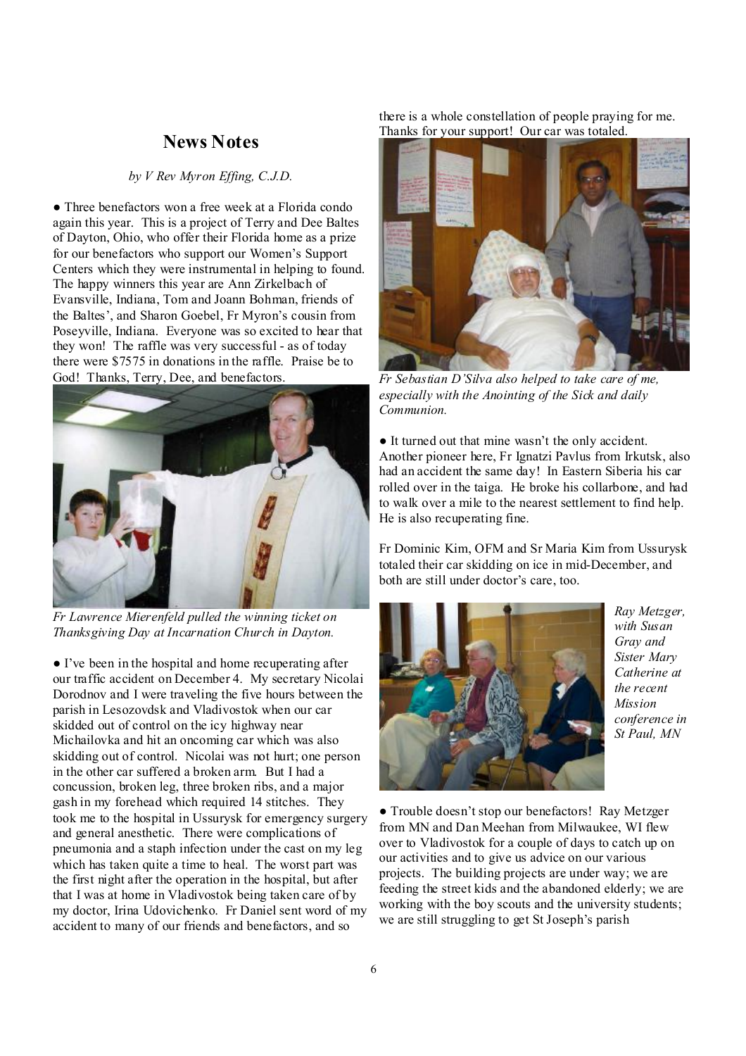## News Notes

*by V Rev Myron Effing, C.J.D.*

● Three benefactors won a free week at a Florida condo again this year. This is a project of Terry and Dee Baltes of Dayton, Ohio, who offer their Florida home as a prize for our benefactors who support our Women's Support Centers which they were instrumental in helping to found. The happy winners this year are Ann Zirkelbach of Evansville, Indiana, Tom and Joann Bohman, friends of the Baltes', and Sharon Goebel, Fr Myron's cousin from Poseyville, Indiana. Everyone was so excited to hear that they won! The raffle was very successful - as of today there were $7575 in donations in the raffle. Praise be to God! Thanks, Terry, Dee, and benefactors.

*Fr Lawrence Mierenfeld pulled the winning ticket on Thanksgiving Day at Incarnation Church in Dayton.*

● I've been in the hospital and home recuperating after our traffic accident on December 4. My secretary Nicolai Dorodnov and I were traveling the five hours between the parish in Lesozovdsk and Vladivostok when our car skidded out of control on the icy highway near Michailovka and hit an oncoming car which was also skidding out of control. Nicolai was not hurt; one person in the other car suffered a broken arm. But I had a concussion, broken leg, three broken ribs, and a major gash in my forehead which required 14 stitches. They took me to the hospital in Ussurysk for emergency surgery and general anesthetic. There were complications of pneumonia and a staph infection under the cast on my leg which has taken quite a time to heal. The worst part was the first night after the operation in the hospital, but after that I was at home in Vladivostok being taken care of by my doctor, Irina Udovichenko. Fr Daniel sent word of my accident to many of our friends and benefactors, and so there is a whole constellation of people praying for me. Thanks for your support! Our car was totaled.

*Fr Sebastian D'Silva also helped to take care of me, especially with the Anointing of the Sick and daily Communion.*

● It turned out that mine wasn't the only accident. Another pioneer here, Fr Ignatzi Pavlus from Irkutsk, also had an accident the same day! In Eastern Siberia his car rolled over in the taiga. He broke his collarbone, and had to walk over a mile to the nearest settlement to find help. He is also recuperating fine.

Fr Dominic Kim, OFM and Sr Maria Kim from Ussurysk totaled their car skidding on ice in mid-December, and both are still under doctor's care, too.

*Ray Metzger, with Susan Gray and Sister Mary Catherine at the recent Mission conference in St Paul, MN*

● Trouble doesn't stop our benefactors! Ray Metzger from MN and Dan Meehan from Milwaukee, WI flew over to Vladivostok for a couple of days to catch up on our activities and to give us advice on our various projects. The building projects are under way; we are feeding the street kids and the abandoned elderly; we are working with the boy scouts and the university students; we are still struggling to get St Joseph's parish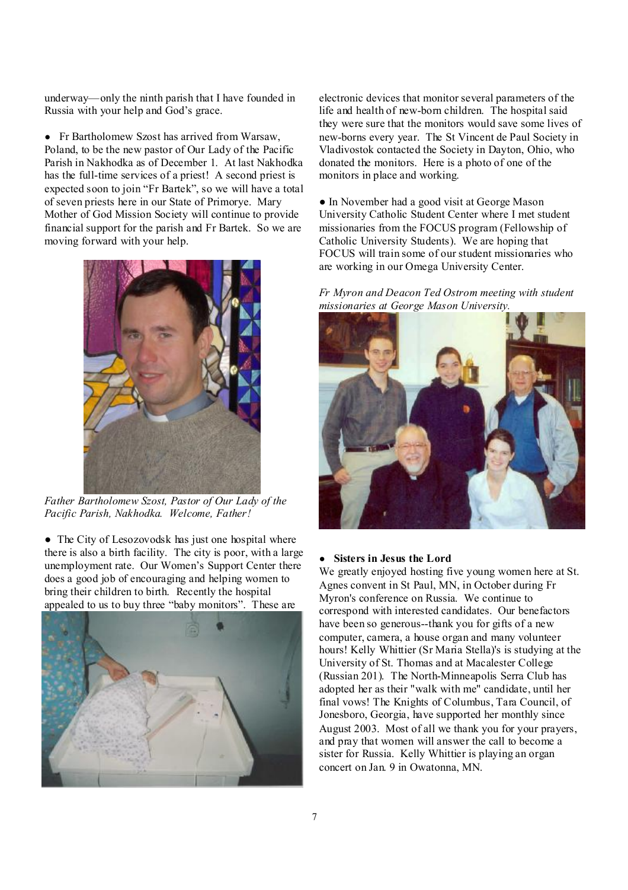underway—only the ninth parish that I have founded in Russia with your help and God's grace.

● Fr Bartholomew Szost has arrived from Warsaw, Poland, to be the new pastor of Our Lady of the Pacific Parish in Nakhodka as of December 1. At last Nakhodka has the full-time services of a priest! A second priest is expected soon to join "Fr Bartek", so we will have a total of seven priests here in our State of Primorye. Mary Mother of God Mission Society will continue to provide financial support for the parish and Fr Bartek. So we are moving forward with your help.

*Father Bartholomew Szost, Pastor of Our Lady of the Pacific Parish, Nakhodka. Welcome, Father!*

● The City of Lesozovodsk has just one hospital where there is also a birth facility. The city is poor, with a large unemployment rate. Our Women's Support Center there does a good job of encouraging and helping women to bring their children to birth. Recently the hospital appealed to us to buy three "baby monitors". These are electronic devices that monitor several parameters of the life and health of new-born children. The hospital said they were sure that the monitors would save some lives of new-borns every year. The St Vincent de Paul Society in Vladivostok contacted the Society in Dayton, Ohio, who donated the monitors. Here is a photo of one of the monitors in place and working.

● In November had a good visit at George Mason University Catholic Student Center where I met student missionaries from the FOCUS program (Fellowship of Catholic University Students). We are hoping that FOCUS will train some of our student missionaries who are working in our Omega University Center.

*Fr Myron and Deacon Ted Ostrom meeting with student missionaries at George Mason University.*

● **Sisters in Jesus the Lord**

We greatly enjoyed hosting five young women here at St. Agnes convent in St Paul, MN, in October during Fr Myron's conference on Russia. We continue to correspond with interested candidates. Our benefactors have been so generous--thank you for gifts of a new computer, camera, a house organ and many volunteer hours! Kelly Whittier (Sr Maria Stella)'s is studying at the University of St. Thomas and at Macalester College (Russian 201). The North-Minneapolis Serra Club has adopted her as their "walk with me" candidate, until her final vows! The Knights of Columbus, Tara Council, of Jonesboro, Georgia, have supported her monthly since August 2003. Most of all we thank you for your prayers, and pray that women will answer the call to become a sister for Russia. Kelly Whittier is playing an organ concert on Jan. 9 in Owatonna, MN.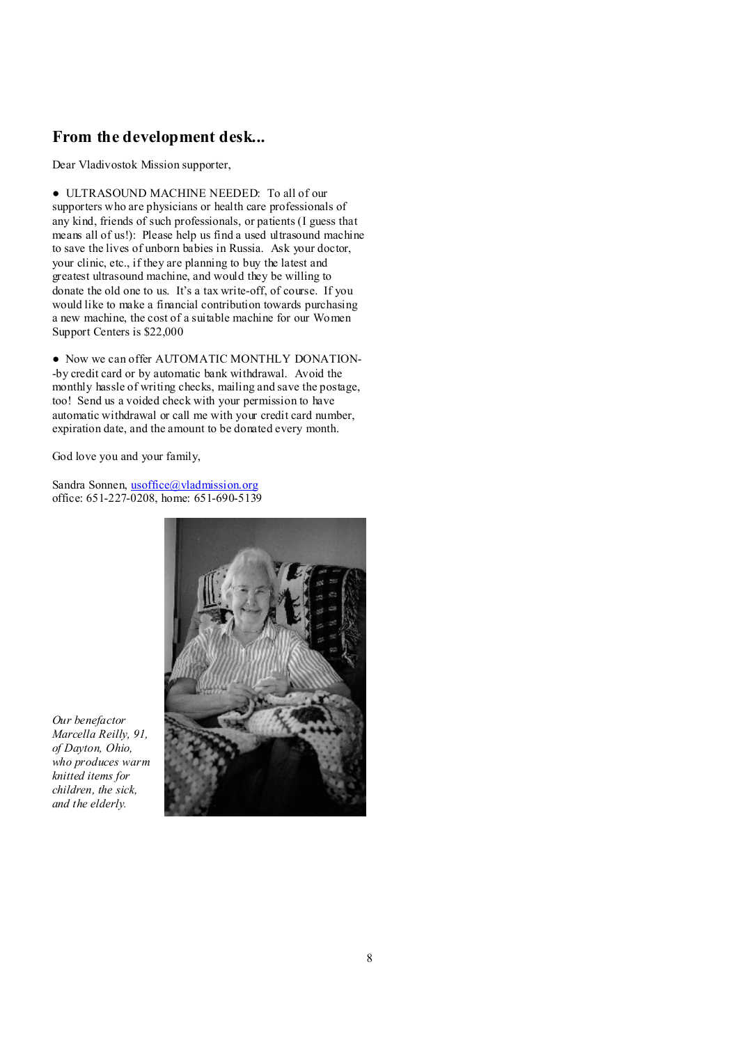## From the development desk...

Dear Vladivostok Mission supporter,

● ULTRASOUND MACHINE NEEDED: To all of our supporters who are physicians or health care professionals of any kind, friends of such professionals, or patients (I guess that means all of us!): Please help us find a used ultrasound machine to save the lives of unborn babies in Russia. Ask your doctor, your clinic, etc., if they are planning to buy the latest and greatest ultrasound machine, and would they be willing to donate the old one to us. It's a tax write-off, of course. If you would like to make a financial contribution towards purchasing a new machine, the cost of a suitable machine for our Women Support Centers is $22,000

● Now we can offer AUTOMATIC MONTHLY DONATION--by credit card or by automatic bank withdrawal. Avoid the monthly hassle of writing checks, mailing and save the postage, too! Send us a voided check with your permission to have automatic withdrawal or call me with your credit card number, expiration date, and the amount to be donated every month.

God love you and your family,

Sandra Sonnen, usoffice@vladmission.org
office: 651-227-0208, home: 651-690-5139

*Our benefactor Marcella Reilly, 91, of Dayton, Ohio, who produces warm knitted items for children, the sick, and the elderly.*